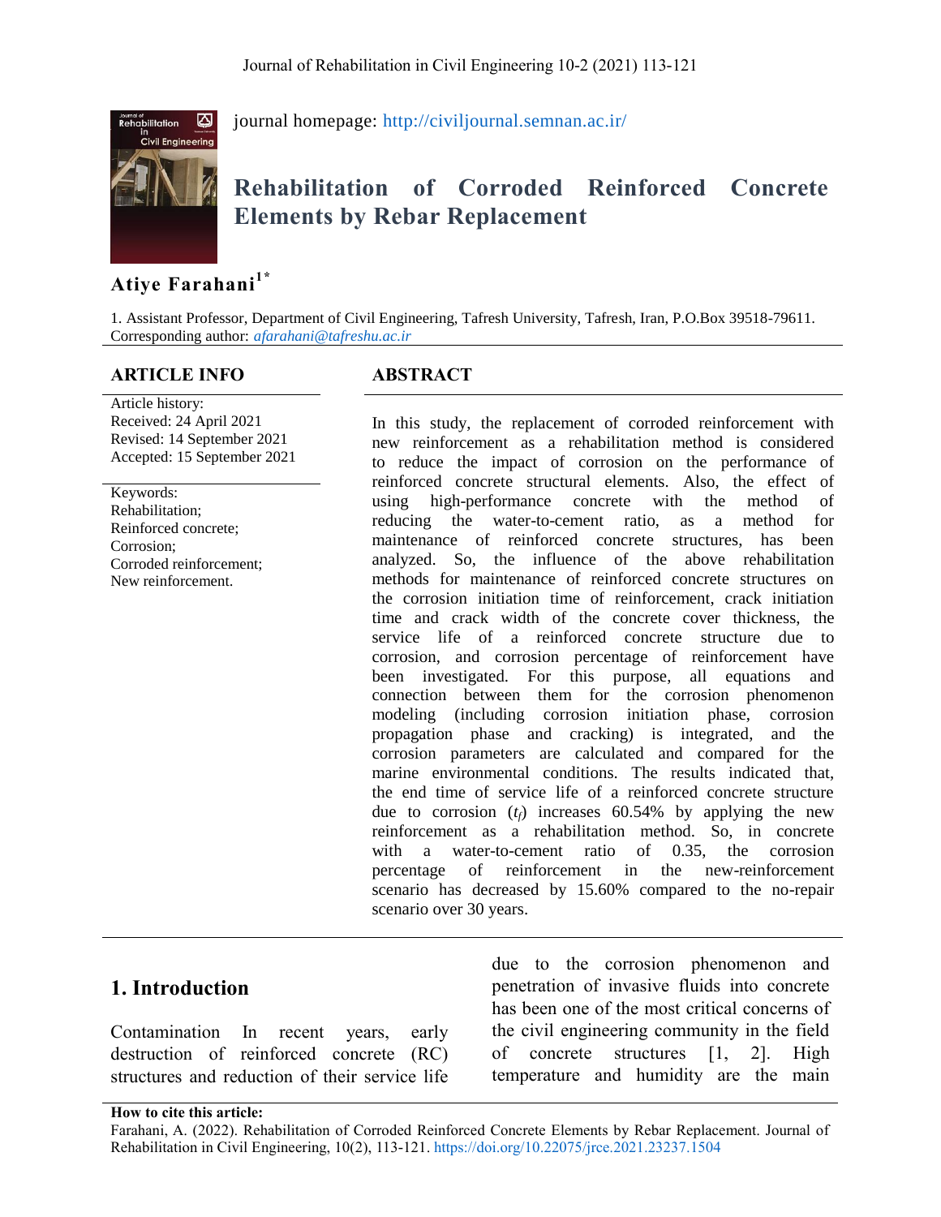journal homepage: http://civiljournal.semnan.ac.ir/

# Rehabilitation of Corroded Reinforced Concrete Elements by Rebar Replacement

**Atiye Farahani[1*]**

1. Assistant Professor, Department of Civil Engineering, Tafresh University, Tafresh, Iran, P.O.Box 39518-79611.
Corresponding author: *afarahani@tafreshu.ac.ir*

## ARTICLE INFO

Article history:
Received: 24 April 2021
Revised: 14 September 2021
Accepted: 15 September 2021

Keywords:
Rehabilitation;
Reinforced concrete;
Corrosion;
Corroded reinforcement;
New reinforcement.

## ABSTRACT

In this study, the replacement of corroded reinforcement with new reinforcement as a rehabilitation method is considered to reduce the impact of corrosion on the performance of reinforced concrete structural elements. Also, the effect of using high-performance concrete with the method of reducing the water-to-cement ratio, as a method for maintenance of reinforced concrete structures, has been analyzed. So, the influence of the above rehabilitation methods for maintenance of reinforced concrete structures on the corrosion initiation time of reinforcement, crack initiation time and crack width of the concrete cover thickness, the service life of a reinforced concrete structure due to corrosion, and corrosion percentage of reinforcement have been investigated. For this purpose, all equations and connection between them for the corrosion phenomenon modeling (including corrosion initiation phase, corrosion propagation phase and cracking) is integrated, and the corrosion parameters are calculated and compared for the marine environmental conditions. The results indicated that, the end time of service life of a reinforced concrete structure due to corrosion ($t_f$) increases 60.54% by applying the new reinforcement as a rehabilitation method. So, in concrete with a water-to-cement ratio of 0.35, the corrosion percentage of reinforcement in the new-reinforcement scenario has decreased by 15.60% compared to the no-repair scenario over 30 years.

## 1. Introduction

Contamination In recent years, early destruction of reinforced concrete (RC) structures and reduction of their service life due to the corrosion phenomenon and penetration of invasive fluids into concrete has been one of the most critical concerns of the civil engineering community in the field of concrete structures [1, 2]. High temperature and humidity are the main

**How to cite this article:**
Farahani, A. (2022). Rehabilitation of Corroded Reinforced Concrete Elements by Rebar Replacement. Journal of Rehabilitation in Civil Engineering, 10(2), 113-121. https://doi.org/10.22075/jrce.2021.23237.1504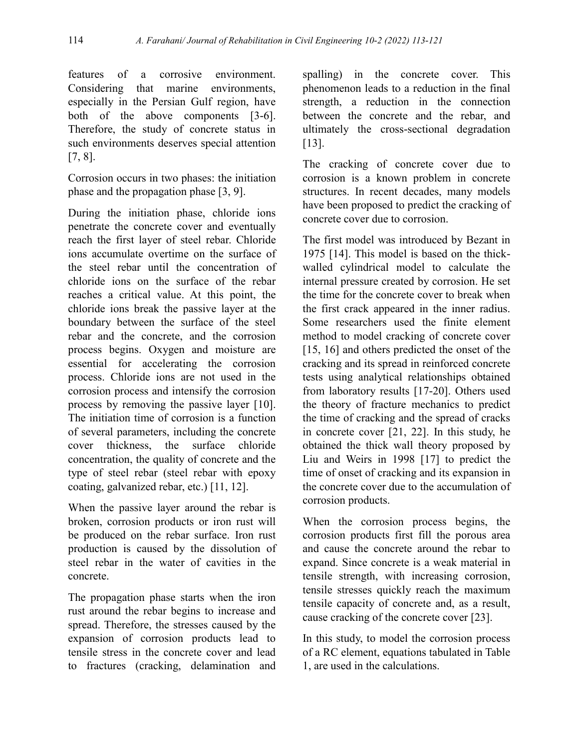features of a corrosive environment. Considering that marine environments, especially in the Persian Gulf region, have both of the above components [3-6]. Therefore, the study of concrete status in such environments deserves special attention [7, 8].

Corrosion occurs in two phases: the initiation phase and the propagation phase [3, 9].

During the initiation phase, chloride ions penetrate the concrete cover and eventually reach the first layer of steel rebar. Chloride ions accumulate overtime on the surface of the steel rebar until the concentration of chloride ions on the surface of the rebar reaches a critical value. At this point, the chloride ions break the passive layer at the boundary between the surface of the steel rebar and the concrete, and the corrosion process begins. Oxygen and moisture are essential for accelerating the corrosion process. Chloride ions are not used in the corrosion process and intensify the corrosion process by removing the passive layer [10]. The initiation time of corrosion is a function of several parameters, including the concrete cover thickness, the surface chloride concentration, the quality of concrete and the type of steel rebar (steel rebar with epoxy coating, galvanized rebar, etc.) [11, 12].

When the passive layer around the rebar is broken, corrosion products or iron rust will be produced on the rebar surface. Iron rust production is caused by the dissolution of steel rebar in the water of cavities in the concrete.

The propagation phase starts when the iron rust around the rebar begins to increase and spread. Therefore, the stresses caused by the expansion of corrosion products lead to tensile stress in the concrete cover and lead to fractures (cracking, delamination and spalling) in the concrete cover. This phenomenon leads to a reduction in the final strength, a reduction in the connection between the concrete and the rebar, and ultimately the cross-sectional degradation [13].

The cracking of concrete cover due to corrosion is a known problem in concrete structures. In recent decades, many models have been proposed to predict the cracking of concrete cover due to corrosion.

The first model was introduced by Bezant in 1975 [14]. This model is based on the thick-walled cylindrical model to calculate the internal pressure created by corrosion. He set the time for the concrete cover to break when the first crack appeared in the inner radius. Some researchers used the finite element method to model cracking of concrete cover [15, 16] and others predicted the onset of the cracking and its spread in reinforced concrete tests using analytical relationships obtained from laboratory results [17-20]. Others used the theory of fracture mechanics to predict the time of cracking and the spread of cracks in concrete cover [21, 22]. In this study, he obtained the thick wall theory proposed by Liu and Weirs in 1998 [17] to predict the time of onset of cracking and its expansion in the concrete cover due to the accumulation of corrosion products.

When the corrosion process begins, the corrosion products first fill the porous area and cause the concrete around the rebar to expand. Since concrete is a weak material in tensile strength, with increasing corrosion, tensile stresses quickly reach the maximum tensile capacity of concrete and, as a result, cause cracking of the concrete cover [23].

In this study, to model the corrosion process of a RC element, equations tabulated in Table 1, are used in the calculations.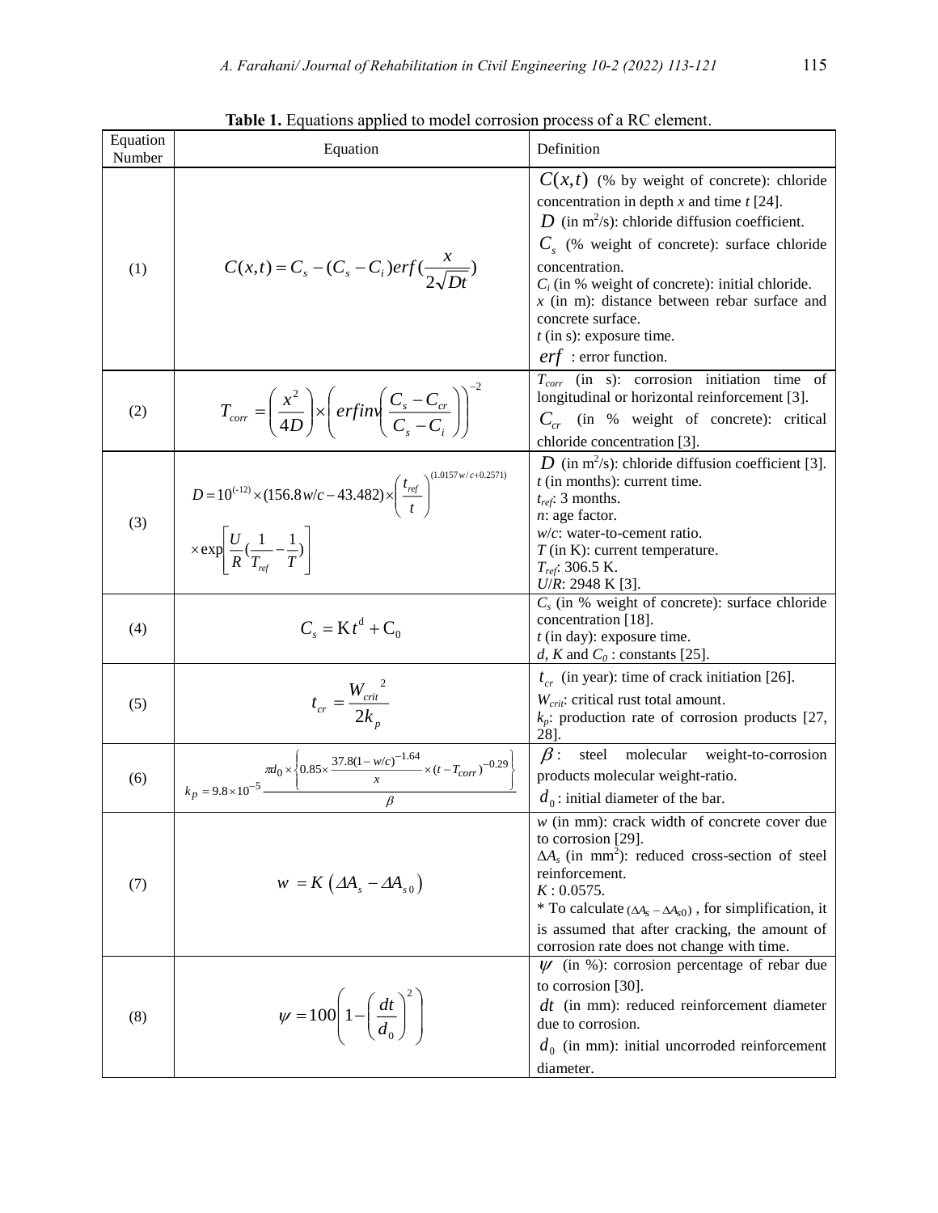**Table 1.** Equations applied to model corrosion process of a RC element.

| Equation Number | Equation | Definition |
|---|---|---|
| (1) | $C(x,t) = C_s - (C_s - C_i) erf(\frac{x}{2\sqrt{Dt}})$ | $C(x,t)$ (% by weight of concrete): chloride concentration in depth $x$ and time $t$ [24]. $D$ (in m$^2$/s): chloride diffusion coefficient. $C_s$ (% weight of concrete): surface chloride concentration. $C_i$ (in % weight of concrete): initial chloride. $x$ (in m): distance between rebar surface and concrete surface. $t$ (in s): exposure time. $erf$ : error function. |
| (2) | $T_{corr} = \left(\frac{x^2}{4D}\right) \times \left(erfinv\left(\frac{C_s - C_{cr}}{C_s - C_i}\right)\right)^{-2}$ | $T_{corr}$ (in s): corrosion initiation time of longitudinal or horizontal reinforcement [3]. $C_{cr}$ (in % weight of concrete): critical chloride concentration [3]. |
| (3) | $D = 10^{(-12)} \times (156.8 w/c - 43.482) \times \left(\frac{t_{ref}}{t}\right)^{(1.0157 w/c + 0.2571)} \times \exp\left[\frac{U}{R}(\frac{1}{T_{ref}} - \frac{1}{T})\right]$ | $D$ (in m$^2$/s): chloride diffusion coefficient [3]. $t$ (in months): current time. $t_{ref}$: 3 months. $n$: age factor. $w/c$: water-to-cement ratio. $T$ (in K): current temperature. $T_{ref}$: 306.5 K. $U/R$: 2948 K [3]. |
| (4) | $C_s = K t^d + C_0$ | $C_s$ (in % weight of concrete): surface chloride concentration [18]. $t$ (in day): exposure time. $d$, $K$ and $C_0$ : constants [25]. |
| (5) | $t_{cr} = \frac{W_{crit}^{\ 2}}{2k_p}$ | $t_{cr}$ (in year): time of crack initiation [26]. $W_{crit}$: critical rust total amount. $k_p$: production rate of corrosion products [27, 28]. |
| (6) | $k_p = 9.8\times10^{-5} \frac{\pi d_0 \times \left\{0.85\times \frac{37.8(1-w/c)^{-1.64}}{x} \times (t - T_{corr})^{-0.29}\right\}}{\beta}$ | $\beta$ : steel molecular weight-to-corrosion products molecular weight-ratio. $d_0$ : initial diameter of the bar. |
| (7) | $w = K\left(\Delta A_s - \Delta A_{s0}\right)$ | $w$ (in mm): crack width of concrete cover due to corrosion [29]. $\Delta A_s$ (in mm$^2$): reduced cross-section of steel reinforcement. $K$ : 0.0575. * To calculate $(\Delta A_s - \Delta A_{s0})$ , for simplification, it is assumed that after cracking, the amount of corrosion rate does not change with time. |
| (8) | $\psi = 100\left(1 - \left(\frac{dt}{d_0}\right)^2\right)$ | $\psi$ (in %): corrosion percentage of rebar due to corrosion [30]. $dt$ (in mm): reduced reinforcement diameter due to corrosion. $d_0$ (in mm): initial uncorroded reinforcement diameter. |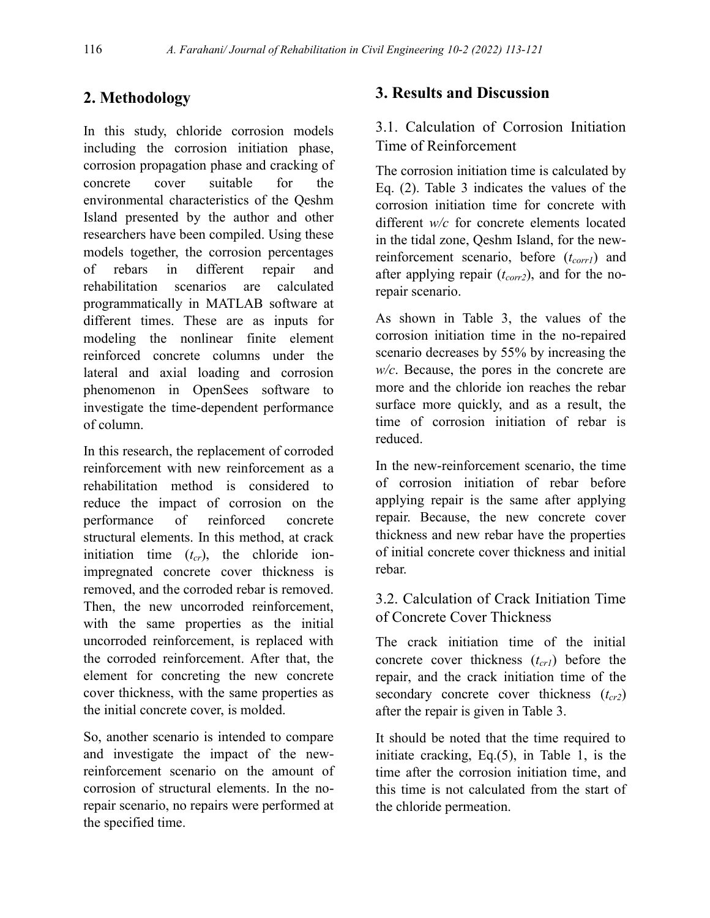## 2. Methodology

In this study, chloride corrosion models including the corrosion initiation phase, corrosion propagation phase and cracking of concrete cover suitable for the environmental characteristics of the Qeshm Island presented by the author and other researchers have been compiled. Using these models together, the corrosion percentages of rebars in different repair and rehabilitation scenarios are calculated programmatically in MATLAB software at different times. These are as inputs for modeling the nonlinear finite element reinforced concrete columns under the lateral and axial loading and corrosion phenomenon in OpenSees software to investigate the time-dependent performance of column.

In this research, the replacement of corroded reinforcement with new reinforcement as a rehabilitation method is considered to reduce the impact of corrosion on the performance of reinforced concrete structural elements. In this method, at crack initiation time ($t_{cr}$), the chloride ion-impregnated concrete cover thickness is removed, and the corroded rebar is removed. Then, the new uncorroded reinforcement, with the same properties as the initial uncorroded reinforcement, is replaced with the corroded reinforcement. After that, the element for concreting the new concrete cover thickness, with the same properties as the initial concrete cover, is molded.

So, another scenario is intended to compare and investigate the impact of the new-reinforcement scenario on the amount of corrosion of structural elements. In the no-repair scenario, no repairs were performed at the specified time.

## 3. Results and Discussion

### 3.1. Calculation of Corrosion Initiation Time of Reinforcement

The corrosion initiation time is calculated by Eq. (2). Table 3 indicates the values of the corrosion initiation time for concrete with different *w/c* for concrete elements located in the tidal zone, Qeshm Island, for the new-reinforcement scenario, before ($t_{corr1}$) and after applying repair ($t_{corr2}$), and for the no-repair scenario.

As shown in Table 3, the values of the corrosion initiation time in the no-repaired scenario decreases by 55% by increasing the *w/c*. Because, the pores in the concrete are more and the chloride ion reaches the rebar surface more quickly, and as a result, the time of corrosion initiation of rebar is reduced.

In the new-reinforcement scenario, the time of corrosion initiation of rebar before applying repair is the same after applying repair. Because, the new concrete cover thickness and new rebar have the properties of initial concrete cover thickness and initial rebar.

### 3.2. Calculation of Crack Initiation Time of Concrete Cover Thickness

The crack initiation time of the initial concrete cover thickness ($t_{cr1}$) before the repair, and the crack initiation time of the secondary concrete cover thickness ($t_{cr2}$) after the repair is given in Table 3.

It should be noted that the time required to initiate cracking, Eq.(5), in Table 1, is the time after the corrosion initiation time, and this time is not calculated from the start of the chloride permeation.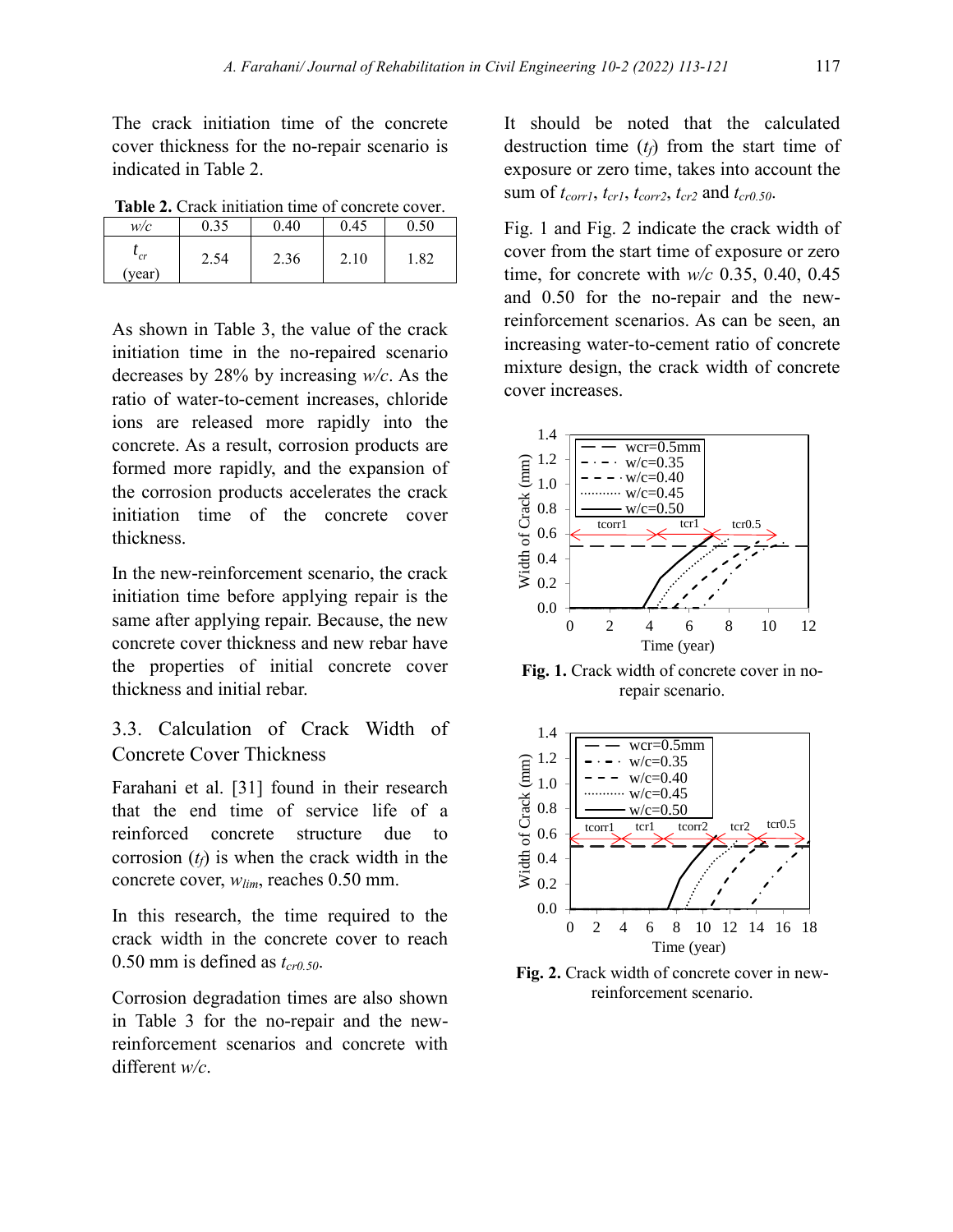The crack initiation time of the concrete cover thickness for the no-repair scenario is indicated in Table 2.

**Table 2.** Crack initiation time of concrete cover.

| *w/c* | 0.35 | 0.40 | 0.45 | 0.50 |
|---|---|---|---|---|
| $t_{cr}$ (year) | 2.54 | 2.36 | 2.10 | 1.82 |

As shown in Table 3, the value of the crack initiation time in the no-repaired scenario decreases by 28% by increasing *w/c*. As the ratio of water-to-cement increases, chloride ions are released more rapidly into the concrete. As a result, corrosion products are formed more rapidly, and the expansion of the corrosion products accelerates the crack initiation time of the concrete cover thickness.

In the new-reinforcement scenario, the crack initiation time before applying repair is the same after applying repair. Because, the new concrete cover thickness and new rebar have the properties of initial concrete cover thickness and initial rebar.

### 3.3. Calculation of Crack Width of Concrete Cover Thickness

Farahani et al. [31] found in their research that the end time of service life of a reinforced concrete structure due to corrosion ($t_f$) is when the crack width in the concrete cover, $w_{lim}$, reaches 0.50 mm.

In this research, the time required to the crack width in the concrete cover to reach 0.50 mm is defined as $t_{cr0.50}$.

Corrosion degradation times are also shown in Table 3 for the no-repair and the new-reinforcement scenarios and concrete with different *w/c*.

It should be noted that the calculated destruction time ($t_f$) from the start time of exposure or zero time, takes into account the sum of $t_{corr1}$, $t_{cr1}$, $t_{corr2}$, $t_{cr2}$ and $t_{cr0.50}$.

Fig. 1 and Fig. 2 indicate the crack width of cover from the start time of exposure or zero time, for concrete with *w/c* 0.35, 0.40, 0.45 and 0.50 for the no-repair and the new-reinforcement scenarios. As can be seen, an increasing water-to-cement ratio of concrete mixture design, the crack width of concrete cover increases.

**Fig. 1.** Crack width of concrete cover in no-repair scenario.

**Fig. 2.** Crack width of concrete cover in new-reinforcement scenario.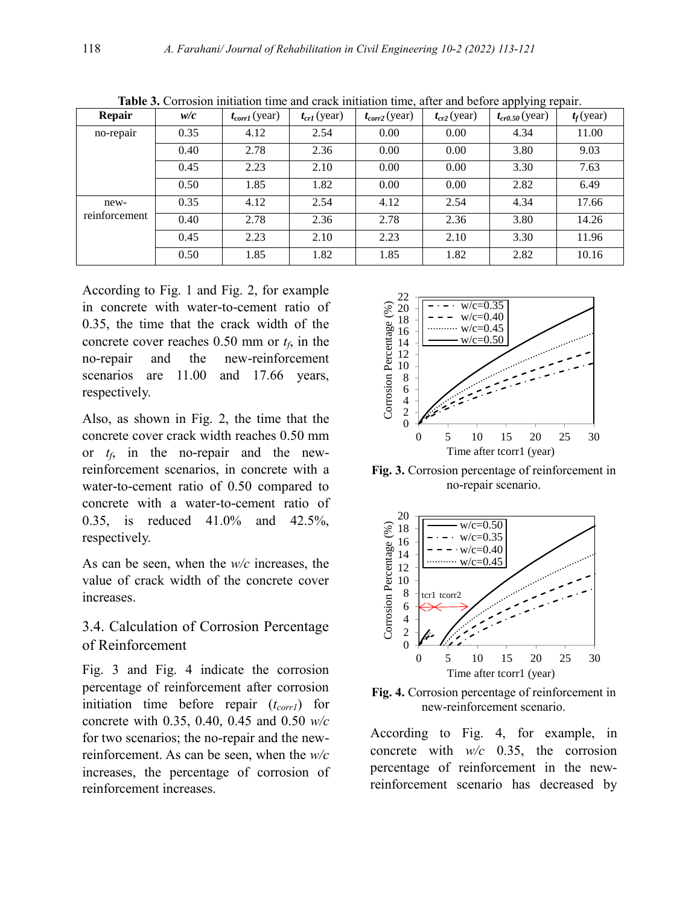**Table 3.** Corrosion initiation time and crack initiation time, after and before applying repair.

| Repair | $w/c$ | $t_{corr1}$ (year) | $t_{cr1}$ (year) | $t_{corr2}$ (year) | $t_{cr2}$ (year) | $t_{cr0.50}$ (year) | $t_f$ (year) |
|---|---|---|---|---|---|---|---|
| no-repair | 0.35 | 4.12 | 2.54 | 0.00 | 0.00 | 4.34 | 11.00 |
| | 0.40 | 2.78 | 2.36 | 0.00 | 0.00 | 3.80 | 9.03 |
| | 0.45 | 2.23 | 2.10 | 0.00 | 0.00 | 3.30 | 7.63 |
| | 0.50 | 1.85 | 1.82 | 0.00 | 0.00 | 2.82 | 6.49 |
| new-reinforcement | 0.35 | 4.12 | 2.54 | 4.12 | 2.54 | 4.34 | 17.66 |
| | 0.40 | 2.78 | 2.36 | 2.78 | 2.36 | 3.80 | 14.26 |
| | 0.45 | 2.23 | 2.10 | 2.23 | 2.10 | 3.30 | 11.96 |
| | 0.50 | 1.85 | 1.82 | 1.85 | 1.82 | 2.82 | 10.16 |

According to Fig. 1 and Fig. 2, for example in concrete with water-to-cement ratio of 0.35, the time that the crack width of the concrete cover reaches 0.50 mm or $t_f$, in the no-repair and the new-reinforcement scenarios are 11.00 and 17.66 years, respectively.

Also, as shown in Fig. 2, the time that the concrete cover crack width reaches 0.50 mm or $t_f$, in the no-repair and the new-reinforcement scenarios, in concrete with a water-to-cement ratio of 0.50 compared to concrete with a water-to-cement ratio of 0.35, is reduced 41.0% and 42.5%, respectively.

As can be seen, when the $w/c$ increases, the value of crack width of the concrete cover increases.

## 3.4. Calculation of Corrosion Percentage of Reinforcement

Fig. 3 and Fig. 4 indicate the corrosion percentage of reinforcement after corrosion initiation time before repair ($t_{corr1}$) for concrete with 0.35, 0.40, 0.45 and 0.50 $w/c$ for two scenarios; the no-repair and the new-reinforcement. As can be seen, when the $w/c$ increases, the percentage of corrosion of reinforcement increases.

**Fig. 3.** Corrosion percentage of reinforcement in no-repair scenario.

**Fig. 4.** Corrosion percentage of reinforcement in new-reinforcement scenario.

According to Fig. 4, for example, in concrete with $w/c$ 0.35, the corrosion percentage of reinforcement in the new-reinforcement scenario has decreased by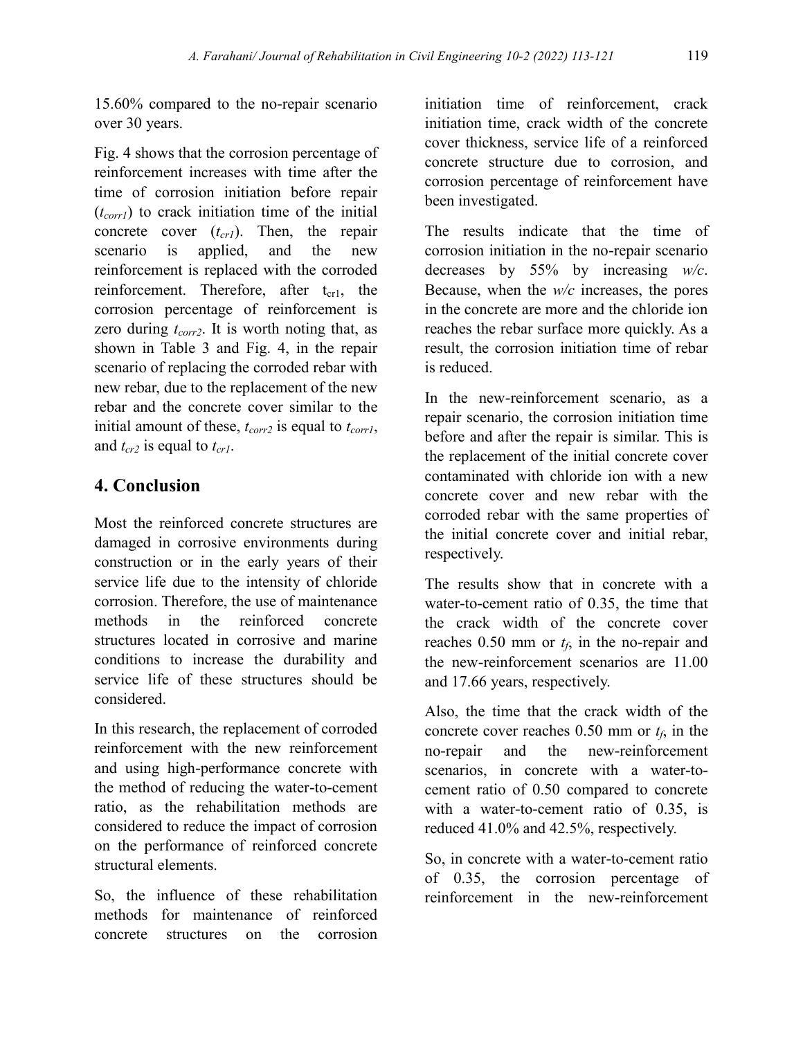15.60% compared to the no-repair scenario over 30 years.

Fig. 4 shows that the corrosion percentage of reinforcement increases with time after the time of corrosion initiation before repair ($t_{corr1}$) to crack initiation time of the initial concrete cover ($t_{cr1}$). Then, the repair scenario is applied, and the new reinforcement is replaced with the corroded reinforcement. Therefore, after $t_{cr1}$, the corrosion percentage of reinforcement is zero during $t_{corr2}$. It is worth noting that, as shown in Table 3 and Fig. 4, in the repair scenario of replacing the corroded rebar with new rebar, due to the replacement of the new rebar and the concrete cover similar to the initial amount of these, $t_{corr2}$ is equal to $t_{corr1}$, and $t_{cr2}$ is equal to $t_{cr1}$.

## 4. Conclusion

Most the reinforced concrete structures are damaged in corrosive environments during construction or in the early years of their service life due to the intensity of chloride corrosion. Therefore, the use of maintenance methods in the reinforced concrete structures located in corrosive and marine conditions to increase the durability and service life of these structures should be considered.

In this research, the replacement of corroded reinforcement with the new reinforcement and using high-performance concrete with the method of reducing the water-to-cement ratio, as the rehabilitation methods are considered to reduce the impact of corrosion on the performance of reinforced concrete structural elements.

So, the influence of these rehabilitation methods for maintenance of reinforced concrete structures on the corrosion initiation time of reinforcement, crack initiation time, crack width of the concrete cover thickness, service life of a reinforced concrete structure due to corrosion, and corrosion percentage of reinforcement have been investigated.

The results indicate that the time of corrosion initiation in the no-repair scenario decreases by 55% by increasing *w/c*. Because, when the *w/c* increases, the pores in the concrete are more and the chloride ion reaches the rebar surface more quickly. As a result, the corrosion initiation time of rebar is reduced.

In the new-reinforcement scenario, as a repair scenario, the corrosion initiation time before and after the repair is similar. This is the replacement of the initial concrete cover contaminated with chloride ion with a new concrete cover and new rebar with the corroded rebar with the same properties of the initial concrete cover and initial rebar, respectively.

The results show that in concrete with a water-to-cement ratio of 0.35, the time that the crack width of the concrete cover reaches 0.50 mm or $t_f$, in the no-repair and the new-reinforcement scenarios are 11.00 and 17.66 years, respectively.

Also, the time that the crack width of the concrete cover reaches 0.50 mm or $t_f$, in the no-repair and the new-reinforcement scenarios, in concrete with a water-to-cement ratio of 0.50 compared to concrete with a water-to-cement ratio of 0.35, is reduced 41.0% and 42.5%, respectively.

So, in concrete with a water-to-cement ratio of 0.35, the corrosion percentage of reinforcement in the new-reinforcement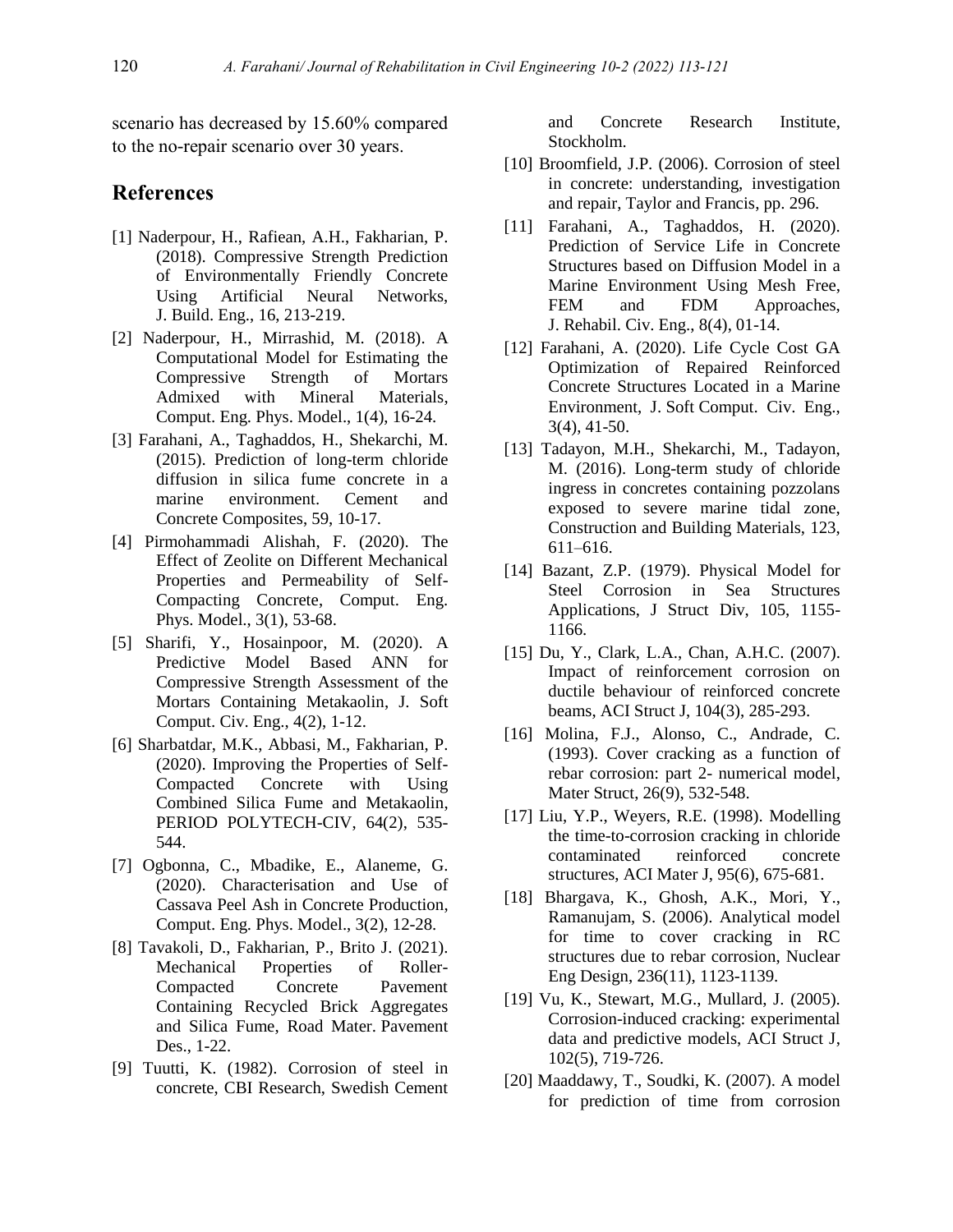scenario has decreased by 15.60% compared to the no-repair scenario over 30 years.

## References

[1] Naderpour, H., Rafiean, A.H., Fakharian, P. (2018). Compressive Strength Prediction of Environmentally Friendly Concrete Using Artificial Neural Networks, J. Build. Eng., 16, 213-219.

[2] Naderpour, H., Mirrashid, M. (2018). A Computational Model for Estimating the Compressive Strength of Mortars Admixed with Mineral Materials, Comput. Eng. Phys. Model., 1(4), 16-24.

[3] Farahani, A., Taghaddos, H., Shekarchi, M. (2015). Prediction of long-term chloride diffusion in silica fume concrete in a marine environment. Cement and Concrete Composites, 59, 10-17.

[4] Pirmohammadi Alishah, F. (2020). The Effect of Zeolite on Different Mechanical Properties and Permeability of Self-Compacting Concrete, Comput. Eng. Phys. Model., 3(1), 53-68.

[5] Sharifi, Y., Hosainpoor, M. (2020). A Predictive Model Based ANN for Compressive Strength Assessment of the Mortars Containing Metakaolin, J. Soft Comput. Civ. Eng., 4(2), 1-12.

[6] Sharbatdar, M.K., Abbasi, M., Fakharian, P. (2020). Improving the Properties of Self-Compacted Concrete with Using Combined Silica Fume and Metakaolin, PERIOD POLYTECH-CIV, 64(2), 535-544.

[7] Ogbonna, C., Mbadike, E., Alaneme, G. (2020). Characterisation and Use of Cassava Peel Ash in Concrete Production, Comput. Eng. Phys. Model., 3(2), 12-28.

[8] Tavakoli, D., Fakharian, P., Brito J. (2021). Mechanical Properties of Roller-Compacted Concrete Pavement Containing Recycled Brick Aggregates and Silica Fume, Road Mater. Pavement Des., 1-22.

[9] Tuutti, K. (1982). Corrosion of steel in concrete, CBI Research, Swedish Cement and Concrete Research Institute, Stockholm.

[10] Broomfield, J.P. (2006). Corrosion of steel in concrete: understanding, investigation and repair, Taylor and Francis, pp. 296.

[11] Farahani, A., Taghaddos, H. (2020). Prediction of Service Life in Concrete Structures based on Diffusion Model in a Marine Environment Using Mesh Free, FEM and FDM Approaches, J. Rehabil. Civ. Eng., 8(4), 01-14.

[12] Farahani, A. (2020). Life Cycle Cost GA Optimization of Repaired Reinforced Concrete Structures Located in a Marine Environment, J. Soft Comput. Civ. Eng., 3(4), 41-50.

[13] Tadayon, M.H., Shekarchi, M., Tadayon, M. (2016). Long-term study of chloride ingress in concretes containing pozzolans exposed to severe marine tidal zone, Construction and Building Materials, 123, 611–616.

[14] Bazant, Z.P. (1979). Physical Model for Steel Corrosion in Sea Structures Applications, J Struct Div, 105, 1155-1166.

[15] Du, Y., Clark, L.A., Chan, A.H.C. (2007). Impact of reinforcement corrosion on ductile behaviour of reinforced concrete beams, ACI Struct J, 104(3), 285-293.

[16] Molina, F.J., Alonso, C., Andrade, C. (1993). Cover cracking as a function of rebar corrosion: part 2- numerical model, Mater Struct, 26(9), 532-548.

[17] Liu, Y.P., Weyers, R.E. (1998). Modelling the time-to-corrosion cracking in chloride contaminated reinforced concrete structures, ACI Mater J, 95(6), 675-681.

[18] Bhargava, K., Ghosh, A.K., Mori, Y., Ramanujam, S. (2006). Analytical model for time to cover cracking in RC structures due to rebar corrosion, Nuclear Eng Design, 236(11), 1123-1139.

[19] Vu, K., Stewart, M.G., Mullard, J. (2005). Corrosion-induced cracking: experimental data and predictive models, ACI Struct J, 102(5), 719-726.

[20] Maaddawy, T., Soudki, K. (2007). A model for prediction of time from corrosion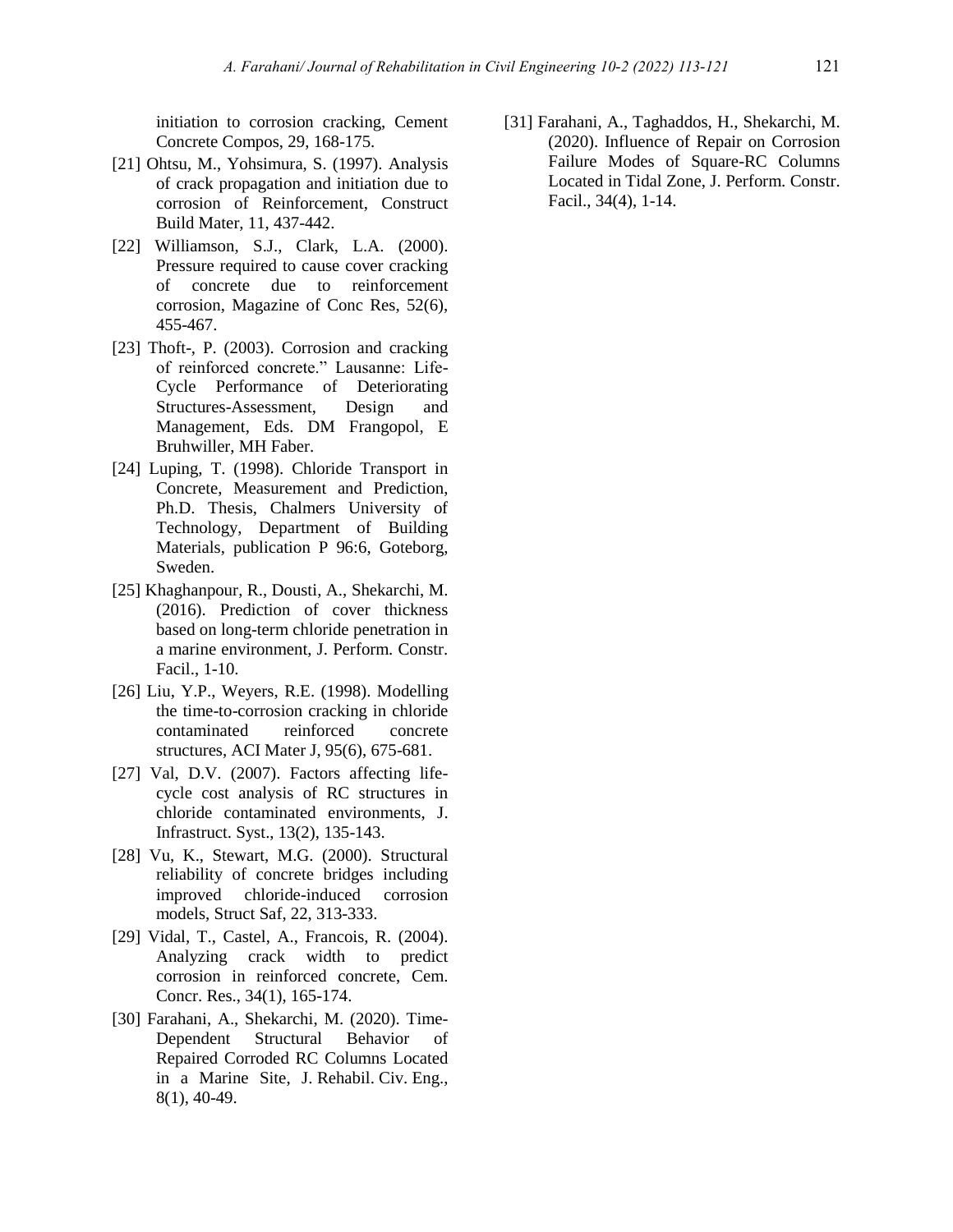initiation to corrosion cracking, Cement Concrete Compos, 29, 168-175.

[21] Ohtsu, M., Yohsimura, S. (1997). Analysis of crack propagation and initiation due to corrosion of Reinforcement, Construct Build Mater, 11, 437-442.

[22] Williamson, S.J., Clark, L.A. (2000). Pressure required to cause cover cracking of concrete due to reinforcement corrosion, Magazine of Conc Res, 52(6), 455-467.

[23] Thoft-, P. (2003). Corrosion and cracking of reinforced concrete." Lausanne: Life-Cycle Performance of Deteriorating Structures-Assessment, Design and Management, Eds. DM Frangopol, E Bruhwiller, MH Faber.

[24] Luping, T. (1998). Chloride Transport in Concrete, Measurement and Prediction, Ph.D. Thesis, Chalmers University of Technology, Department of Building Materials, publication P 96:6, Goteborg, Sweden.

[25] Khaghanpour, R., Dousti, A., Shekarchi, M. (2016). Prediction of cover thickness based on long-term chloride penetration in a marine environment, J. Perform. Constr. Facil., 1-10.

[26] Liu, Y.P., Weyers, R.E. (1998). Modelling the time-to-corrosion cracking in chloride contaminated reinforced concrete structures, ACI Mater J, 95(6), 675-681.

[27] Val, D.V. (2007). Factors affecting life-cycle cost analysis of RC structures in chloride contaminated environments, J. Infrastruct. Syst., 13(2), 135-143.

[28] Vu, K., Stewart, M.G. (2000). Structural reliability of concrete bridges including improved chloride-induced corrosion models, Struct Saf, 22, 313-333.

[29] Vidal, T., Castel, A., Francois, R. (2004). Analyzing crack width to predict corrosion in reinforced concrete, Cem. Concr. Res., 34(1), 165-174.

[30] Farahani, A., Shekarchi, M. (2020). Time-Dependent Structural Behavior of Repaired Corroded RC Columns Located in a Marine Site, J. Rehabil. Civ. Eng., 8(1), 40-49.

[31] Farahani, A., Taghaddos, H., Shekarchi, M. (2020). Influence of Repair on Corrosion Failure Modes of Square-RC Columns Located in Tidal Zone, J. Perform. Constr. Facil., 34(4), 1-14.